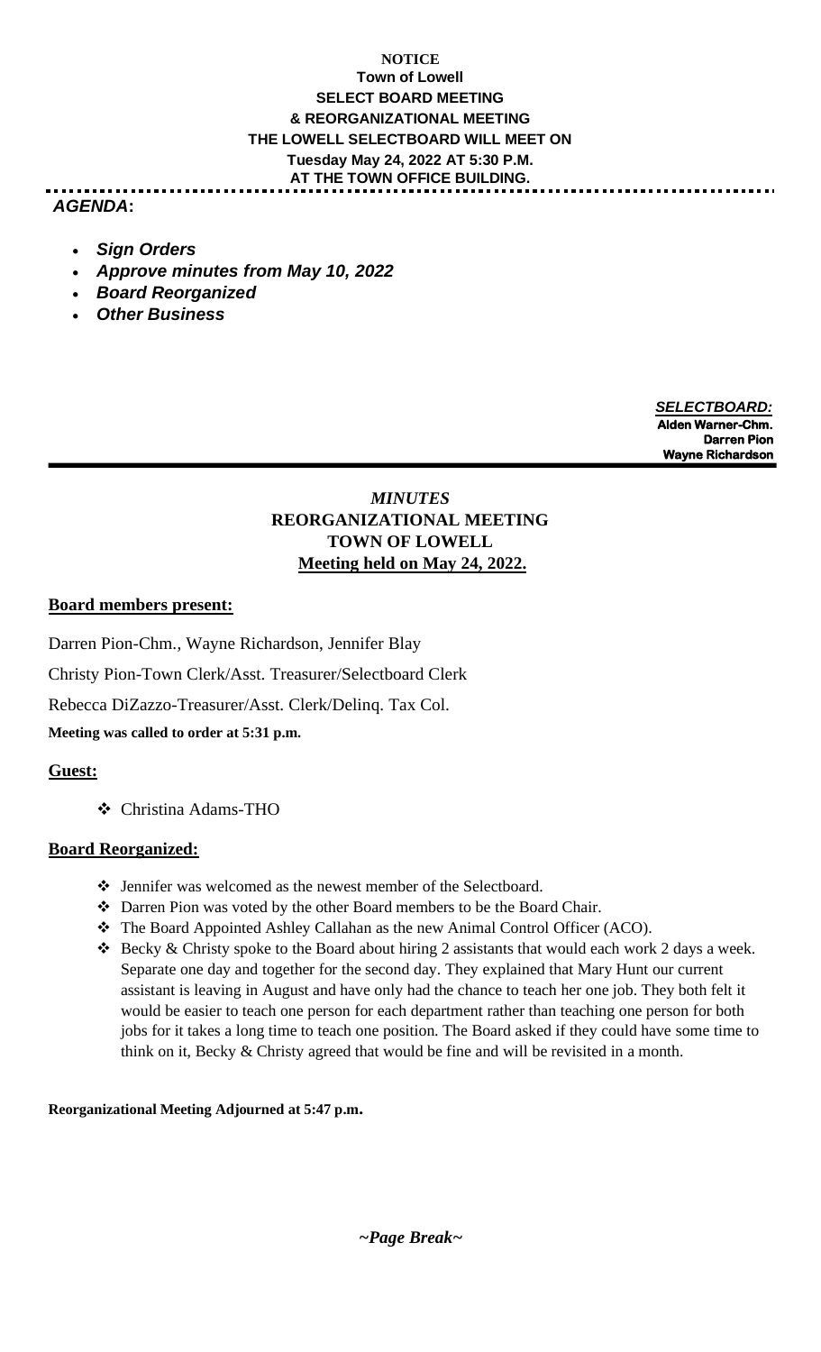**NOTICE**
**Town of Lowell**
**SELECT BOARD MEETING**
**& REORGANIZATIONAL MEETING**
**THE LOWELL SELECTBOARD WILL MEET ON**
**Tuesday May 24, 2022 AT 5:30 P.M.**
**AT THE TOWN OFFICE BUILDING.**

***AGENDA*:**

- ***Sign Orders***
- ***Approve minutes from May 10, 2022***
- ***Board Reorganized***
- ***Other Business***

***SELECTBOARD:***
**Alden Warner-Chm.**
**Darren Pion**
**Wayne Richardson**

---

# *MINUTES*
# REORGANIZATIONAL MEETING
# TOWN OF LOWELL
## Meeting held on May 24, 2022.

**Board members present:**

Darren Pion-Chm., Wayne Richardson, Jennifer Blay

Christy Pion-Town Clerk/Asst. Treasurer/Selectboard Clerk

Rebecca DiZazzo-Treasurer/Asst. Clerk/Delinq. Tax Col.

**Meeting was called to order at 5:31 p.m.**

**Guest:**

- Christina Adams-THO

**Board Reorganized:**

- Jennifer was welcomed as the newest member of the Selectboard.
- Darren Pion was voted by the other Board members to be the Board Chair.
- The Board Appointed Ashley Callahan as the new Animal Control Officer (ACO).
- Becky & Christy spoke to the Board about hiring 2 assistants that would each work 2 days a week. Separate one day and together for the second day. They explained that Mary Hunt our current assistant is leaving in August and have only had the chance to teach her one job. They both felt it would be easier to teach one person for each department rather than teaching one person for both jobs for it takes a long time to teach one position. The Board asked if they could have some time to think on it, Becky & Christy agreed that would be fine and will be revisited in a month.

**Reorganizational Meeting Adjourned at 5:47 p.m.**

***~Page Break~***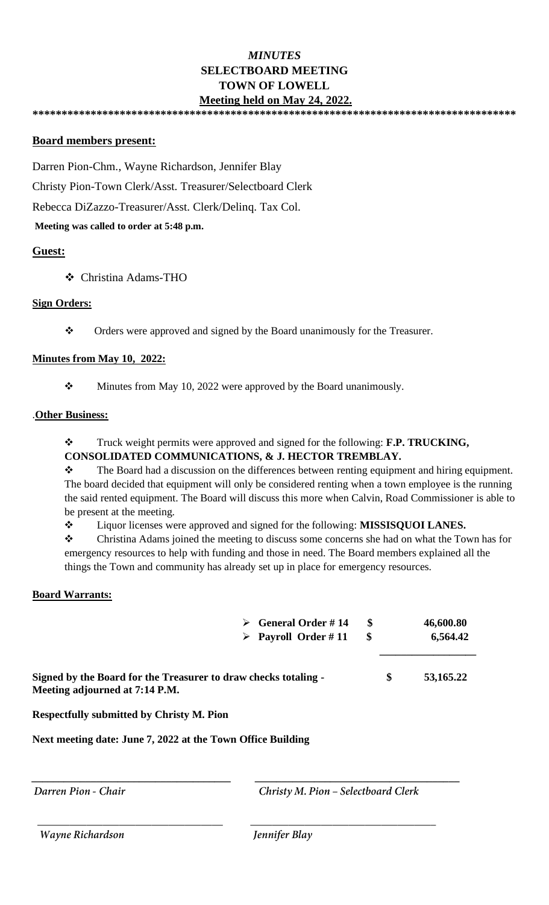# *MINUTES*
# SELECTBOARD MEETING
# TOWN OF LOWELL
## Meeting held on May 24, 2022.

************************************************************************************

## Board members present:

Darren Pion-Chm., Wayne Richardson, Jennifer Blay

Christy Pion-Town Clerk/Asst. Treasurer/Selectboard Clerk

Rebecca DiZazzo-Treasurer/Asst. Clerk/Delinq. Tax Col.

**Meeting was called to order at 5:48 p.m.**

## Guest:

- Christina Adams-THO

## Sign Orders:

- Orders were approved and signed by the Board unanimously for the Treasurer.

## Minutes from May 10, 2022:

- Minutes from May 10, 2022 were approved by the Board unanimously.

## .Other Business:

- Truck weight permits were approved and signed for the following: **F.P. TRUCKING, CONSOLIDATED COMMUNICATIONS, & J. HECTOR TREMBLAY.**
- The Board had a discussion on the differences between renting equipment and hiring equipment. The board decided that equipment will only be considered renting when a town employee is the running the said rented equipment. The Board will discuss this more when Calvin, Road Commissioner is able to be present at the meeting.
- Liquor licenses were approved and signed for the following: **MISSISQUOI LANES.**
- Christina Adams joined the meeting to discuss some concerns she had on what the Town has for emergency resources to help with funding and those in need. The Board members explained all the things the Town and community has already set up in place for emergency resources.

## Board Warrants:

| | | |
|---|---|---|
| ➢ **General Order # 14** | **$** | **46,600.80** |
| ➢ **Payroll Order # 11** | **$** | **6,564.42** |

**Signed by the Board for the Treasurer to draw checks totaling - $ 53,165.22**

**Meeting adjourned at 7:14 P.M.**

**Respectfully submitted by Christy M. Pion**

**Next meeting date: June 7, 2022 at the Town Office Building**

*Darren Pion - Chair* | *Christy M. Pion – Selectboard Clerk*

*Wayne Richardson* | *Jennifer Blay*